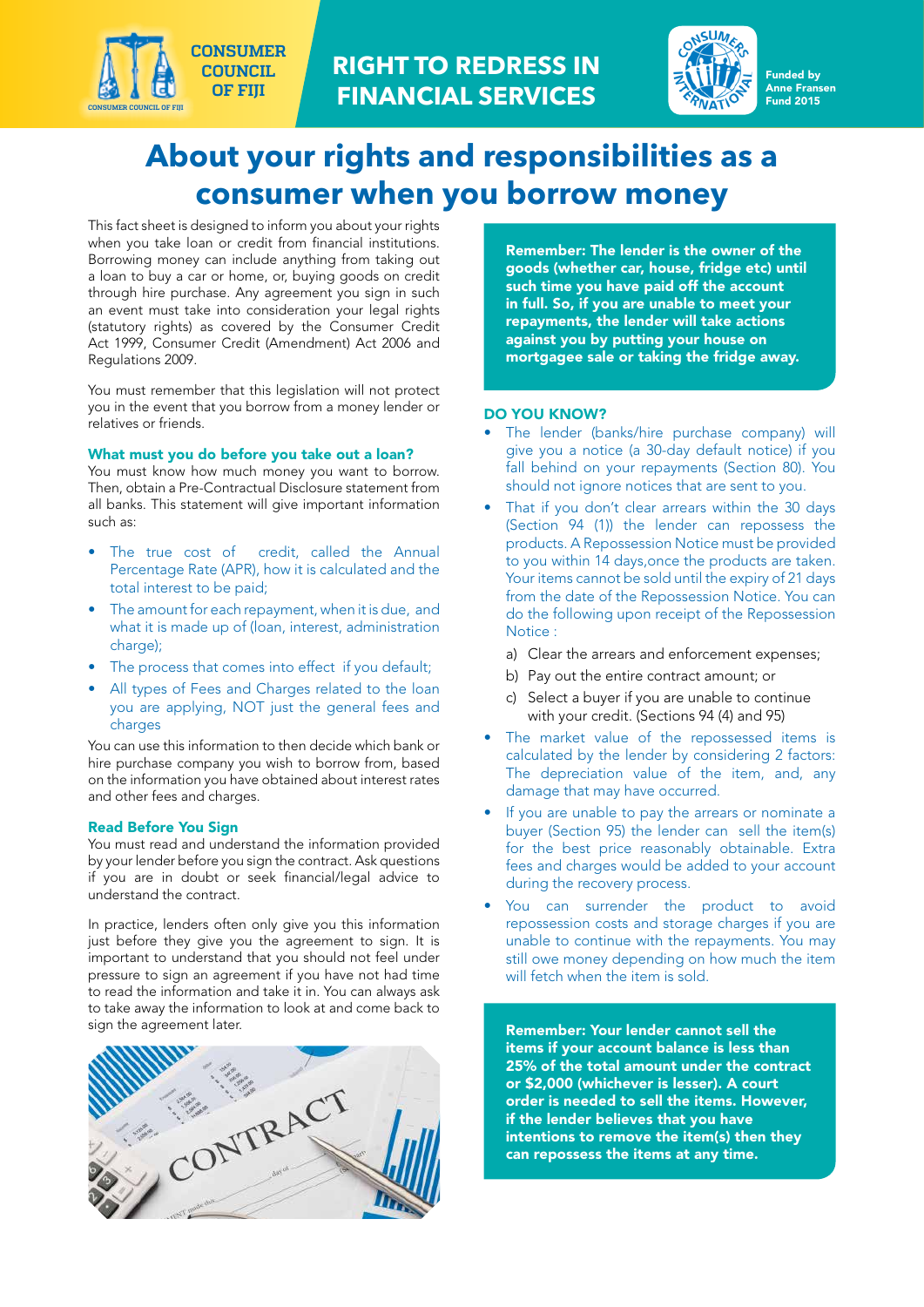CONSUMER COUNCIL OF FIJI

# RIGHT TO REDRESS IN FINANCIAL SERVICES

Funded by Anne Fransen Fund 2015

# About your rights and responsibilities as a consumer when you borrow money

This fact sheet is designed to inform you about your rights when you take loan or credit from financial institutions. Borrowing money can include anything from taking out a loan to buy a car or home, or, buying goods on credit through hire purchase. Any agreement you sign in such an event must take into consideration your legal rights (statutory rights) as covered by the Consumer Credit Act 1999, Consumer Credit (Amendment) Act 2006 and Regulations 2009.

You must remember that this legislation will not protect you in the event that you borrow from a money lender or relatives or friends.

### What must you do before you take out a loan?

You must know how much money you want to borrow. Then, obtain a Pre-Contractual Disclosure statement from all banks. This statement will give important information such as:

- The true cost of credit, called the Annual Percentage Rate (APR), how it is calculated and the total interest to be paid;
- The amount for each repayment, when it is due, and what it is made up of (loan, interest, administration charge);
- The process that comes into effect if you default;
- All types of Fees and Charges related to the loan you are applying, NOT just the general fees and charges

You can use this information to then decide which bank or hire purchase company you wish to borrow from, based on the information you have obtained about interest rates and other fees and charges.

### Read Before You Sign

You must read and understand the information provided by your lender before you sign the contract. Ask questions if you are in doubt or seek financial/legal advice to understand the contract.

In practice, lenders often only give you this information just before they give you the agreement to sign. It is important to understand that you should not feel under pressure to sign an agreement if you have not had time to read the information and take it in. You can always ask to take away the information to look at and come back to sign the agreement later.

**Remember: The lender is the owner of the goods (whether car, house, fridge etc) until such time you have paid off the account in full. So, if you are unable to meet your repayments, the lender will take actions against you by putting your house on mortgagee sale or taking the fridge away.**

### DO YOU KNOW?

- The lender (banks/hire purchase company) will give you a notice (a 30-day default notice) if you fall behind on your repayments (Section 80). You should not ignore notices that are sent to you.
- That if you don't clear arrears within the 30 days (Section 94 (1)) the lender can repossess the products. A Repossession Notice must be provided to you within 14 days,once the products are taken. Your items cannot be sold until the expiry of 21 days from the date of the Repossession Notice. You can do the following upon receipt of the Repossession Notice :
  a) Clear the arrears and enforcement expenses;
  b) Pay out the entire contract amount; or
  c) Select a buyer if you are unable to continue with your credit. (Sections 94 (4) and 95)
- The market value of the repossessed items is calculated by the lender by considering 2 factors: The depreciation value of the item, and, any damage that may have occurred.
- If you are unable to pay the arrears or nominate a buyer (Section 95) the lender can sell the item(s) for the best price reasonably obtainable. Extra fees and charges would be added to your account during the recovery process.
- You can surrender the product to avoid repossession costs and storage charges if you are unable to continue with the repayments. You may still owe money depending on how much the item will fetch when the item is sold.

**Remember: Your lender cannot sell the items if your account balance is less than 25% of the total amount under the contract or $2,000 (whichever is lesser). A court order is needed to sell the items. However, if the lender believes that you have intentions to remove the item(s) then they can repossess the items at any time.**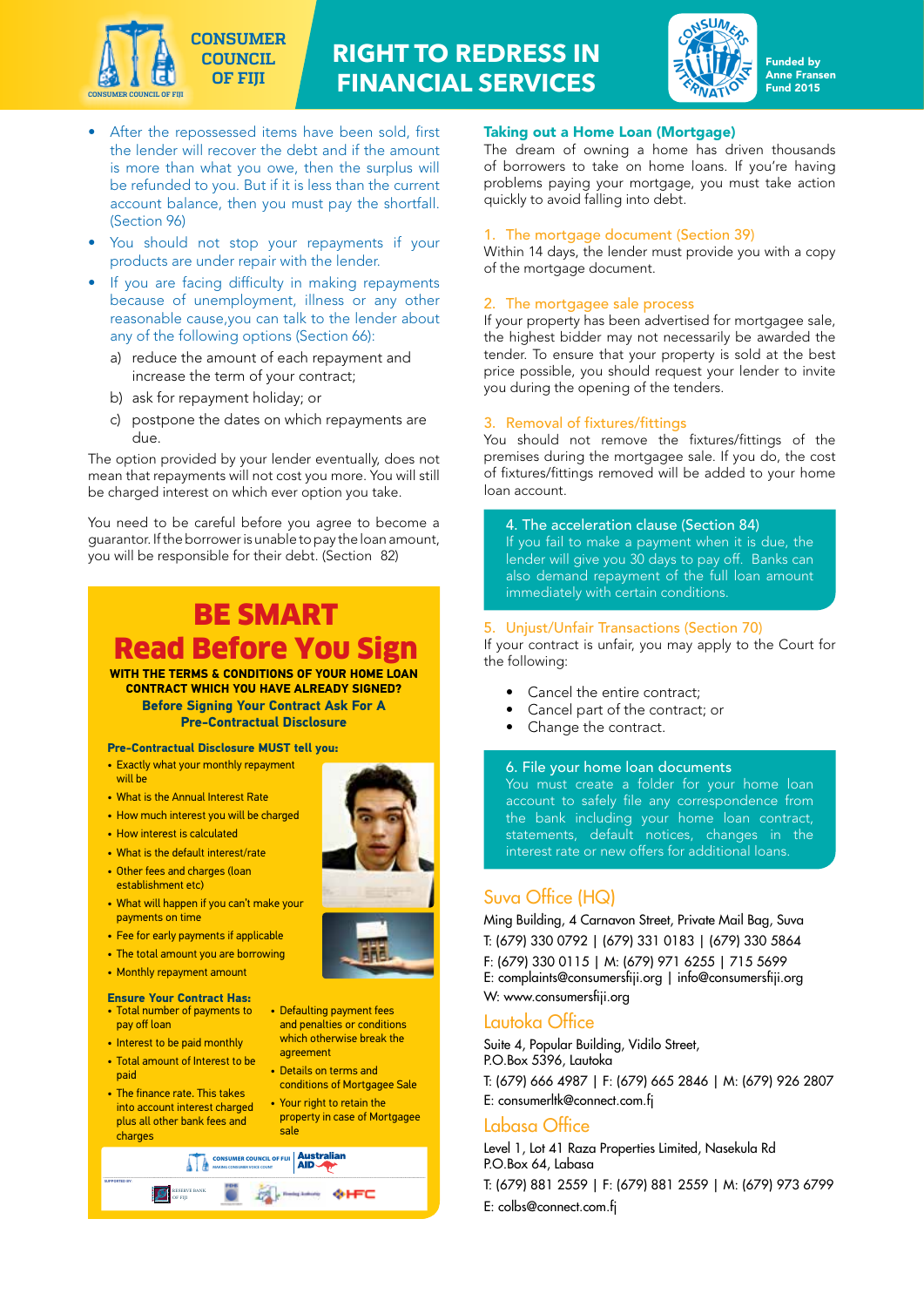# RIGHT TO REDRESS IN FINANCIAL SERVICES

CONSUMER COUNCIL OF FIJI

Funded by Anne Fransen Fund 2015

- After the repossessed items have been sold, first the lender will recover the debt and if the amount is more than what you owe, then the surplus will be refunded to you. But if it is less than the current account balance, then you must pay the shortfall. (Section 96)
- You should not stop your repayments if your products are under repair with the lender.
- If you are facing difficulty in making repayments because of unemployment, illness or any other reasonable cause,you can talk to the lender about any of the following options (Section 66):
  - a) reduce the amount of each repayment and increase the term of your contract;
  - b) ask for repayment holiday; or
  - c) postpone the dates on which repayments are due.

The option provided by your lender eventually, does not mean that repayments will not cost you more. You will still be charged interest on which ever option you take.

You need to be careful before you agree to become a guarantor. If the borrower is unable to pay the loan amount, you will be responsible for their debt. (Section 82)

## BE SMART
## Read Before You Sign

**WITH THE TERMS & CONDITIONS OF YOUR HOME LOAN CONTRACT WHICH YOU HAVE ALREADY SIGNED?**

**Before Signing Your Contract Ask For A Pre-Contractual Disclosure**

**Pre-Contractual Disclosure MUST tell you:**

- Exactly what your monthly repayment will be
- What is the Annual Interest Rate
- How much interest you will be charged
- How interest is calculated
- What is the default interest/rate
- Other fees and charges (loan establishment etc)
- What will happen if you can't make your payments on time
- Fee for early payments if applicable
- The total amount you are borrowing
- Monthly repayment amount

**Ensure Your Contract Has:**

- Total number of payments to pay off loan
- Interest to be paid monthly
- Total amount of Interest to be paid
- The finance rate. This takes into account interest charged plus all other bank fees and charges
- Defaulting payment fees and penalties or conditions which otherwise break the agreement
- Details on terms and conditions of Mortgagee Sale
- Your right to retain the property in case of Mortgagee sale

### Taking out a Home Loan (Mortgage)

The dream of owning a home has driven thousands of borrowers to take on home loans. If you're having problems paying your mortgage, you must take action quickly to avoid falling into debt.

#### 1. The mortgage document (Section 39)

Within 14 days, the lender must provide you with a copy of the mortgage document.

#### 2. The mortgagee sale process

If your property has been advertised for mortgagee sale, the highest bidder may not necessarily be awarded the tender. To ensure that your property is sold at the best price possible, you should request your lender to invite you during the opening of the tenders.

#### 3. Removal of fixtures/fittings

You should not remove the fixtures/fittings of the premises during the mortgagee sale. If you do, the cost of fixtures/fittings removed will be added to your home loan account.

#### 4. The acceleration clause (Section 84)

If you fail to make a payment when it is due, the lender will give you 30 days to pay off. Banks can also demand repayment of the full loan amount immediately with certain conditions.

#### 5. Unjust/Unfair Transactions (Section 70)

If your contract is unfair, you may apply to the Court for the following:

- Cancel the entire contract;
- Cancel part of the contract; or
- Change the contract.

#### 6. File your home loan documents

You must create a folder for your home loan account to safely file any correspondence from the bank including your home loan contract, statements, default notices, changes in the interest rate or new offers for additional loans.

### Suva Office (HQ)

Ming Building, 4 Carnavon Street, Private Mail Bag, Suva
T: (679) 330 0792 | (679) 331 0183 | (679) 330 5864
F: (679) 330 0115 | M: (679) 971 6255 | 715 5699
E: complaints@consumersfiji.org | info@consumersfiji.org
W: www.consumersfiji.org

### Lautoka Office

Suite 4, Popular Building, Vidilo Street,
P.O.Box 5396, Lautoka
T: (679) 666 4987 | F: (679) 665 2846 | M: (679) 926 2807
E: consumerltk@connect.com.fj

### Labasa Office

Level 1, Lot 41 Raza Properties Limited, Nasekula Rd
P.O.Box 64, Labasa
T: (679) 881 2559 | F: (679) 881 2559 | M: (679) 973 6799
E: colbs@connect.com.fj